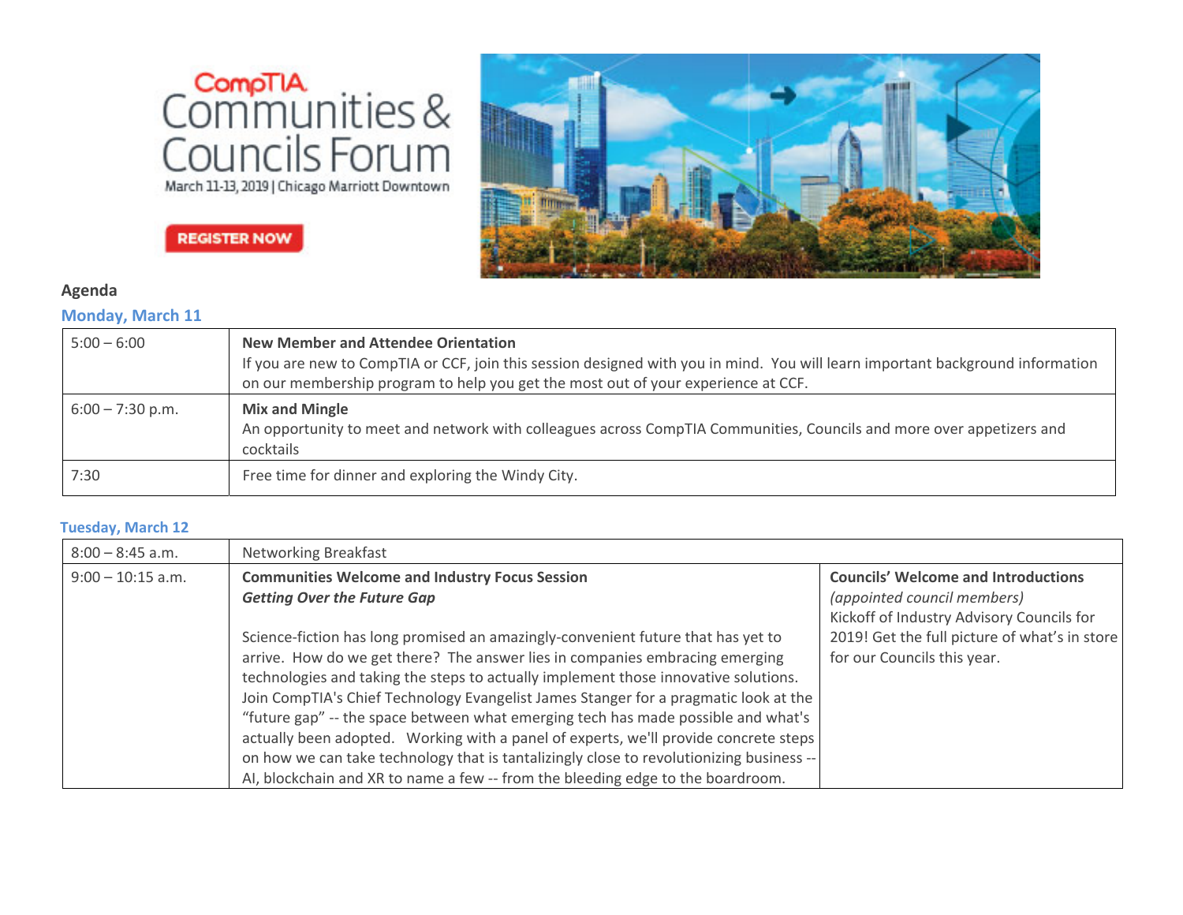CompTIA Communities & Councils Forum

March 11-13, 2019 | Chicago Marriott Downtown

REGISTER NOW

**Agenda**

## Monday, March 11

| | |
|---|---|
| 5:00 – 6:00 | **New Member and Attendee Orientation**<br>If you are new to CompTIA or CCF, join this session designed with you in mind. You will learn important background information on our membership program to help you get the most out of your experience at CCF. |
| 6:00 – 7:30 p.m. | **Mix and Mingle**<br>An opportunity to meet and network with colleagues across CompTIA Communities, Councils and more over appetizers and cocktails |
| 7:30 | Free time for dinner and exploring the Windy City. |

## Tuesday, March 12

| | | |
|---|---|---|
| 8:00 – 8:45 a.m. | Networking Breakfast | |
| 9:00 – 10:15 a.m. | **Communities Welcome and Industry Focus Session**<br>***Getting Over the Future Gap***<br><br>Science-fiction has long promised an amazingly-convenient future that has yet to arrive. How do we get there? The answer lies in companies embracing emerging technologies and taking the steps to actually implement those innovative solutions. Join CompTIA's Chief Technology Evangelist James Stanger for a pragmatic look at the "future gap" -- the space between what emerging tech has made possible and what's actually been adopted. Working with a panel of experts, we'll provide concrete steps on how we can take technology that is tantalizingly close to revolutionizing business -- AI, blockchain and XR to name a few -- from the bleeding edge to the boardroom. | **Councils' Welcome and Introductions**<br>*(appointed council members)*<br>Kickoff of Industry Advisory Councils for 2019! Get the full picture of what's in store for our Councils this year. |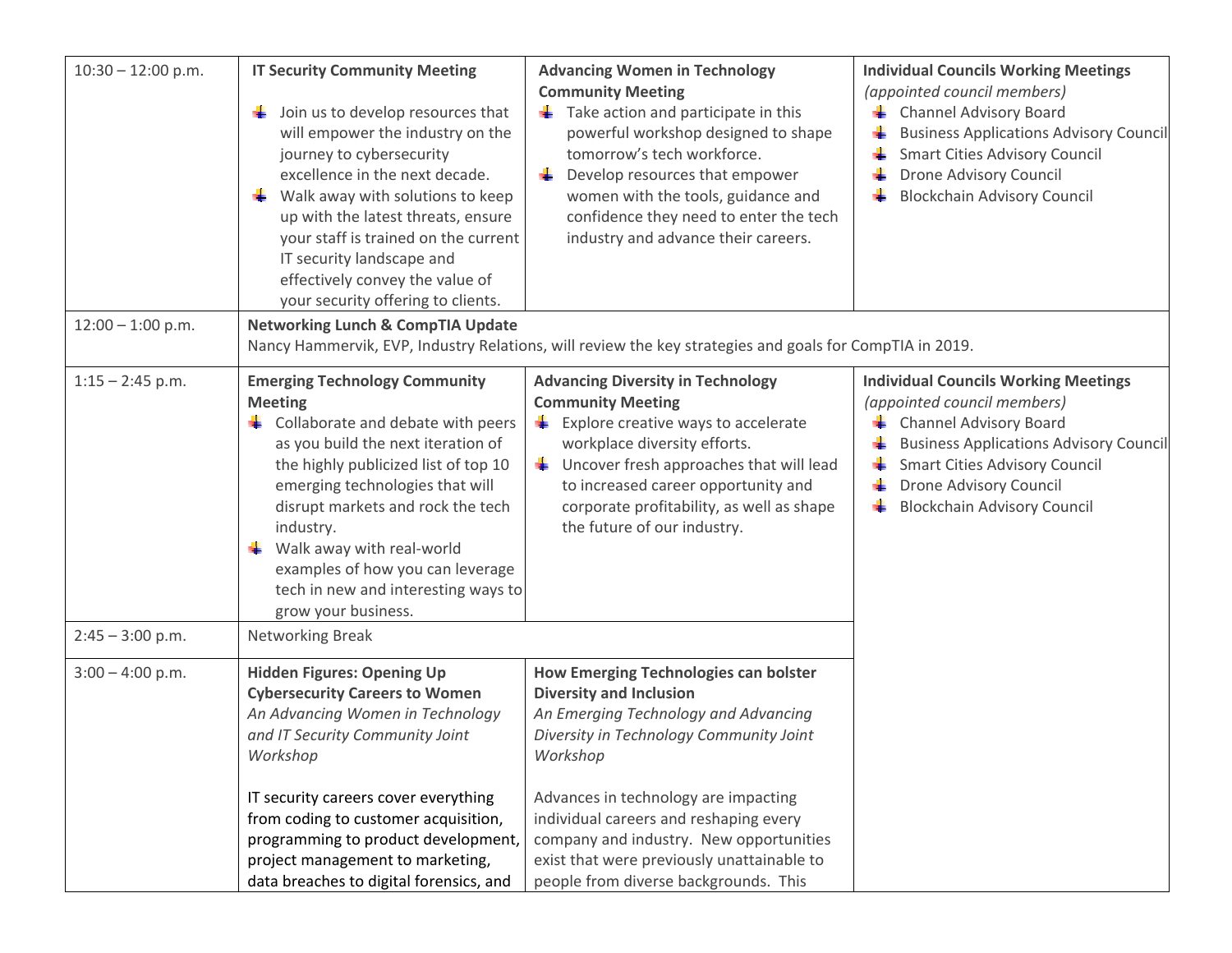| | | | |
|---|---|---|---|
| 10:30 – 12:00 p.m. | **IT Security Community Meeting**<br>- Join us to develop resources that will empower the industry on the journey to cybersecurity excellence in the next decade.<br>- Walk away with solutions to keep up with the latest threats, ensure your staff is trained on the current IT security landscape and effectively convey the value of your security offering to clients. | **Advancing Women in Technology Community Meeting**<br>- Take action and participate in this powerful workshop designed to shape tomorrow's tech workforce.<br>- Develop resources that empower women with the tools, guidance and confidence they need to enter the tech industry and advance their careers. | **Individual Councils Working Meetings**<br>*(appointed council members)*<br>- Channel Advisory Board<br>- Business Applications Advisory Council<br>- Smart Cities Advisory Council<br>- Drone Advisory Council<br>- Blockchain Advisory Council |
| 12:00 – 1:00 p.m. | **Networking Lunch & CompTIA Update**<br>Nancy Hammervik, EVP, Industry Relations, will review the key strategies and goals for CompTIA in 2019. | | |
| 1:15 – 2:45 p.m. | **Emerging Technology Community Meeting**<br>- Collaborate and debate with peers as you build the next iteration of the highly publicized list of top 10 emerging technologies that will disrupt markets and rock the tech industry.<br>- Walk away with real-world examples of how you can leverage tech in new and interesting ways to grow your business. | **Advancing Diversity in Technology Community Meeting**<br>- Explore creative ways to accelerate workplace diversity efforts.<br>- Uncover fresh approaches that will lead to increased career opportunity and corporate profitability, as well as shape the future of our industry. | **Individual Councils Working Meetings**<br>*(appointed council members)*<br>- Channel Advisory Board<br>- Business Applications Advisory Council<br>- Smart Cities Advisory Council<br>- Drone Advisory Council<br>- Blockchain Advisory Council |
| 2:45 – 3:00 p.m. | Networking Break | | |
| 3:00 – 4:00 p.m. | **Hidden Figures: Opening Up Cybersecurity Careers to Women**<br>*An Advancing Women in Technology and IT Security Community Joint Workshop*<br><br>IT security careers cover everything from coding to customer acquisition, programming to product development, project management to marketing, data breaches to digital forensics, and | **How Emerging Technologies can bolster Diversity and Inclusion**<br>*An Emerging Technology and Advancing Diversity in Technology Community Joint Workshop*<br><br>Advances in technology are impacting individual careers and reshaping every company and industry. New opportunities exist that were previously unattainable to people from diverse backgrounds. This | |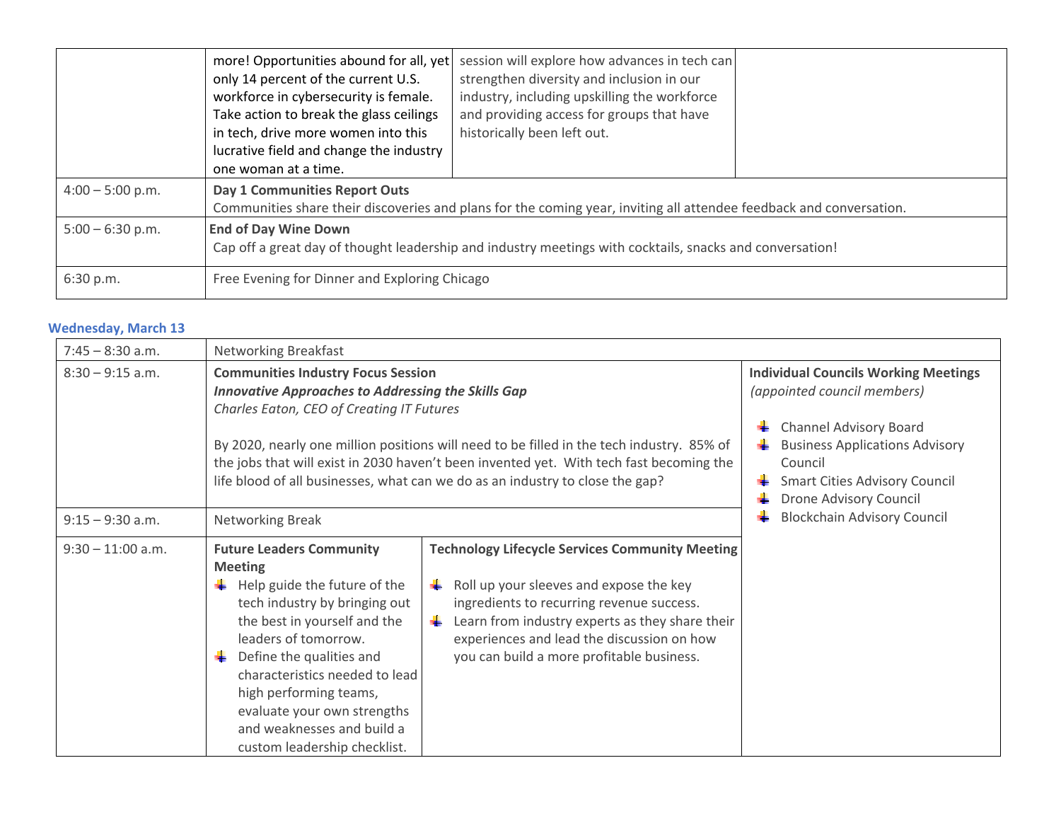| | | | |
|---|---|---|---|
| | more! Opportunities abound for all, yet only 14 percent of the current U.S. workforce in cybersecurity is female. Take action to break the glass ceilings in tech, drive more women into this lucrative field and change the industry one woman at a time. | session will explore how advances in tech can strengthen diversity and inclusion in our industry, including upskilling the workforce and providing access for groups that have historically been left out. | |
| 4:00 – 5:00 p.m. | **Day 1 Communities Report Outs**<br>Communities share their discoveries and plans for the coming year, inviting all attendee feedback and conversation. | | |
| 5:00 – 6:30 p.m. | **End of Day Wine Down**<br>Cap off a great day of thought leadership and industry meetings with cocktails, snacks and conversation! | | |
| 6:30 p.m. | Free Evening for Dinner and Exploring Chicago | | |

**Wednesday, March 13**

| | | | |
|---|---|---|---|
| 7:45 – 8:30 a.m. | Networking Breakfast | | |
| 8:30 – 9:15 a.m. | **Communities Industry Focus Session**<br>***Innovative Approaches to Addressing the Skills Gap***<br>*Charles Eaton, CEO of Creating IT Futures*<br><br>By 2020, nearly one million positions will need to be filled in the tech industry. 85% of the jobs that will exist in 2030 haven't been invented yet. With tech fast becoming the life blood of all businesses, what can we do as an industry to close the gap? | | **Individual Councils Working Meetings**<br>*(appointed council members)*<br><br>- Channel Advisory Board<br>- Business Applications Advisory Council<br>- Smart Cities Advisory Council<br>- Drone Advisory Council<br>- Blockchain Advisory Council |
| 9:15 – 9:30 a.m. | Networking Break | | |
| 9:30 – 11:00 a.m. | **Future Leaders Community Meeting**<br>- Help guide the future of the tech industry by bringing out the best in yourself and the leaders of tomorrow.<br>- Define the qualities and characteristics needed to lead high performing teams, evaluate your own strengths and weaknesses and build a custom leadership checklist. | **Technology Lifecycle Services Community Meeting**<br>- Roll up your sleeves and expose the key ingredients to recurring revenue success.<br>- Learn from industry experts as they share their experiences and lead the discussion on how you can build a more profitable business. | |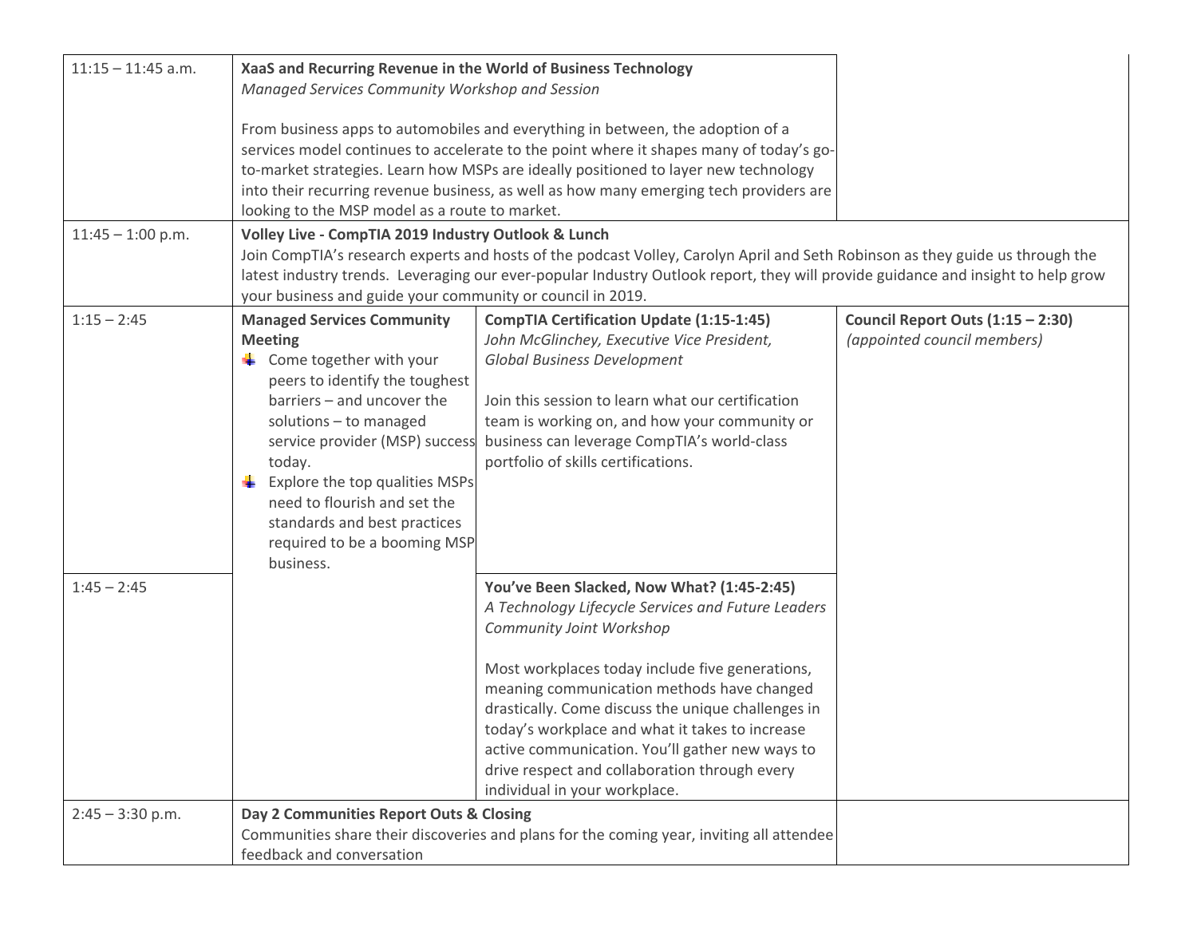| | | | |
|---|---|---|---|
| 11:15 – 11:45 a.m. | **XaaS and Recurring Revenue in the World of Business Technology**<br>*Managed Services Community Workshop and Session*<br><br>From business apps to automobiles and everything in between, the adoption of a services model continues to accelerate to the point where it shapes many of today's go-to-market strategies. Learn how MSPs are ideally positioned to layer new technology into their recurring revenue business, as well as how many emerging tech providers are looking to the MSP model as a route to market. | | |
| 11:45 – 1:00 p.m. | **Volley Live - CompTIA 2019 Industry Outlook & Lunch**<br>Join CompTIA's research experts and hosts of the podcast Volley, Carolyn April and Seth Robinson as they guide us through the latest industry trends. Leveraging our ever-popular Industry Outlook report, they will provide guidance and insight to help grow your business and guide your community or council in 2019. | | |
| 1:15 – 2:45 | **Managed Services Community Meeting**<br>- Come together with your peers to identify the toughest barriers – and uncover the solutions – to managed service provider (MSP) success today.<br>- Explore the top qualities MSPs need to flourish and set the standards and best practices required to be a booming MSP business. | **CompTIA Certification Update (1:15-1:45)**<br>*John McGlinchey, Executive Vice President, Global Business Development*<br><br>Join this session to learn what our certification team is working on, and how your community or business can leverage CompTIA's world-class portfolio of skills certifications. | **Council Report Outs (1:15 – 2:30)**<br>*(appointed council members)* |
| 1:45 – 2:45 | | **You've Been Slacked, Now What? (1:45-2:45)**<br>*A Technology Lifecycle Services and Future Leaders Community Joint Workshop*<br><br>Most workplaces today include five generations, meaning communication methods have changed drastically. Come discuss the unique challenges in today's workplace and what it takes to increase active communication. You'll gather new ways to drive respect and collaboration through every individual in your workplace. | |
| 2:45 – 3:30 p.m. | **Day 2 Communities Report Outs & Closing**<br>Communities share their discoveries and plans for the coming year, inviting all attendee feedback and conversation | | |